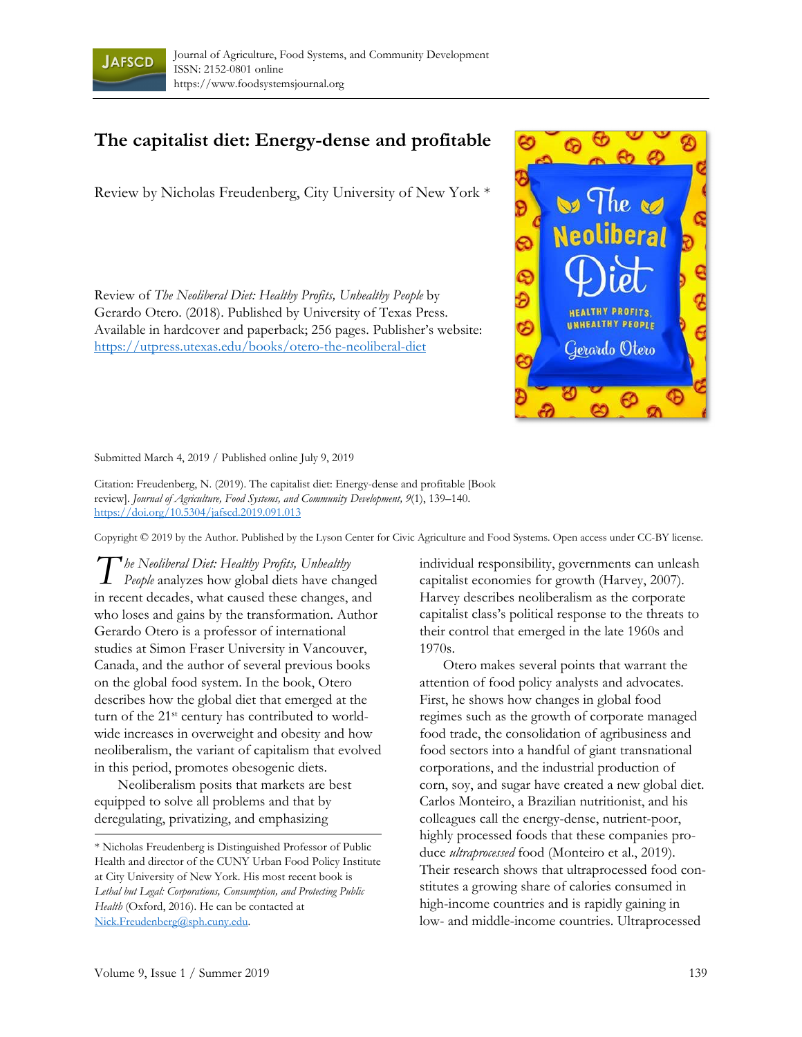# The capitalist diet: Energy-dense and profitable

Review by Nicholas Freudenberg, City University of New York *

Review of *The Neoliberal Diet: Healthy Profits, Unhealthy People* by Gerardo Otero. (2018). Published by University of Texas Press. Available in hardcover and paperback; 256 pages. Publisher's website: https://utpress.utexas.edu/books/otero-the-neoliberal-diet

Submitted March 4, 2019 / Published online July 9, 2019

Citation: Freudenberg, N. (2019). The capitalist diet: Energy-dense and profitable [Book review]. *Journal of Agriculture, Food Systems, and Community Development, 9*(1), 139–140. https://doi.org/10.5304/jafscd.2019.091.013

Copyright © 2019 by the Author. Published by the Lyson Center for Civic Agriculture and Food Systems. Open access under CC-BY license.

*The Neoliberal Diet: Healthy Profits, Unhealthy People* analyzes how global diets have changed in recent decades, what caused these changes, and who loses and gains by the transformation. Author Gerardo Otero is a professor of international studies at Simon Fraser University in Vancouver, Canada, and the author of several previous books on the global food system. In the book, Otero describes how the global diet that emerged at the turn of the 21st century has contributed to worldwide increases in overweight and obesity and how neoliberalism, the variant of capitalism that evolved in this period, promotes obesogenic diets.

Neoliberalism posits that markets are best equipped to solve all problems and that by deregulating, privatizing, and emphasizing individual responsibility, governments can unleash capitalist economies for growth (Harvey, 2007). Harvey describes neoliberalism as the corporate capitalist class's political response to the threats to their control that emerged in the late 1960s and 1970s.

Otero makes several points that warrant the attention of food policy analysts and advocates. First, he shows how changes in global food regimes such as the growth of corporate managed food trade, the consolidation of agribusiness and food sectors into a handful of giant transnational corporations, and the industrial production of corn, soy, and sugar have created a new global diet. Carlos Monteiro, a Brazilian nutritionist, and his colleagues call the energy-dense, nutrient-poor, highly processed foods that these companies produce *ultraprocessed* food (Monteiro et al., 2019). Their research shows that ultraprocessed food constitutes a growing share of calories consumed in high-income countries and is rapidly gaining in low- and middle-income countries. Ultraprocessed

---

* Nicholas Freudenberg is Distinguished Professor of Public Health and director of the CUNY Urban Food Policy Institute at City University of New York. His most recent book is *Lethal but Legal: Corporations, Consumption, and Protecting Public Health* (Oxford, 2016). He can be contacted at Nick.Freudenberg@sph.cuny.edu.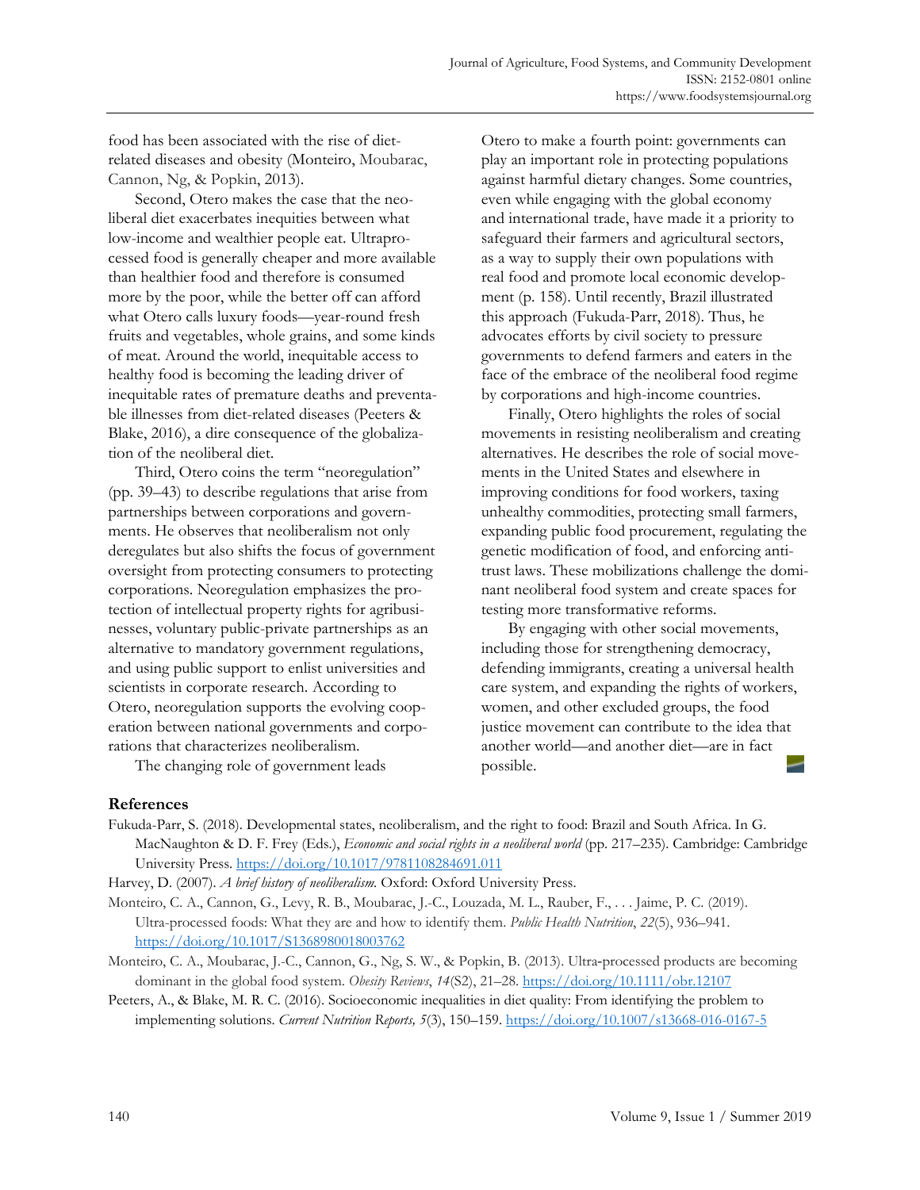food has been associated with the rise of diet-related diseases and obesity (Monteiro, Moubarac, Cannon, Ng, & Popkin, 2013).

Second, Otero makes the case that the neoliberal diet exacerbates inequities between what low-income and wealthier people eat. Ultraprocessed food is generally cheaper and more available than healthier food and therefore is consumed more by the poor, while the better off can afford what Otero calls luxury foods—year-round fresh fruits and vegetables, whole grains, and some kinds of meat. Around the world, inequitable access to healthy food is becoming the leading driver of inequitable rates of premature deaths and preventable illnesses from diet-related diseases (Peeters & Blake, 2016), a dire consequence of the globalization of the neoliberal diet.

Third, Otero coins the term "neoregulation" (pp. 39–43) to describe regulations that arise from partnerships between corporations and governments. He observes that neoliberalism not only deregulates but also shifts the focus of government oversight from protecting consumers to protecting corporations. Neoregulation emphasizes the protection of intellectual property rights for agribusinesses, voluntary public-private partnerships as an alternative to mandatory government regulations, and using public support to enlist universities and scientists in corporate research. According to Otero, neoregulation supports the evolving cooperation between national governments and corporations that characterizes neoliberalism.

The changing role of government leads Otero to make a fourth point: governments can play an important role in protecting populations against harmful dietary changes. Some countries, even while engaging with the global economy and international trade, have made it a priority to safeguard their farmers and agricultural sectors, as a way to supply their own populations with real food and promote local economic development (p. 158). Until recently, Brazil illustrated this approach (Fukuda-Parr, 2018). Thus, he advocates efforts by civil society to pressure governments to defend farmers and eaters in the face of the embrace of the neoliberal food regime by corporations and high-income countries.

Finally, Otero highlights the roles of social movements in resisting neoliberalism and creating alternatives. He describes the role of social movements in the United States and elsewhere in improving conditions for food workers, taxing unhealthy commodities, protecting small farmers, expanding public food procurement, regulating the genetic modification of food, and enforcing antitrust laws. These mobilizations challenge the dominant neoliberal food system and create spaces for testing more transformative reforms.

By engaging with other social movements, including those for strengthening democracy, defending immigrants, creating a universal health care system, and expanding the rights of workers, women, and other excluded groups, the food justice movement can contribute to the idea that another world—and another diet—are in fact possible.

## References

Fukuda-Parr, S. (2018). Developmental states, neoliberalism, and the right to food: Brazil and South Africa. In G. MacNaughton & D. F. Frey (Eds.), *Economic and social rights in a neoliberal world* (pp. 217–235). Cambridge: Cambridge University Press. https://doi.org/10.1017/9781108284691.011

Harvey, D. (2007). *A brief history of neoliberalism.* Oxford: Oxford University Press.

Monteiro, C. A., Cannon, G., Levy, R. B., Moubarac, J.-C., Louzada, M. L., Rauber, F., . . . Jaime, P. C. (2019). Ultra-processed foods: What they are and how to identify them. *Public Health Nutrition*, *22*(5), 936–941. https://doi.org/10.1017/S1368980018003762

Monteiro, C. A., Moubarac, J.-C., Cannon, G., Ng, S. W., & Popkin, B. (2013). Ultra-processed products are becoming dominant in the global food system. *Obesity Reviews*, *14*(S2), 21–28. https://doi.org/10.1111/obr.12107

Peeters, A., & Blake, M. R. C. (2016). Socioeconomic inequalities in diet quality: From identifying the problem to implementing solutions. *Current Nutrition Reports, 5*(3), 150–159. https://doi.org/10.1007/s13668-016-0167-5